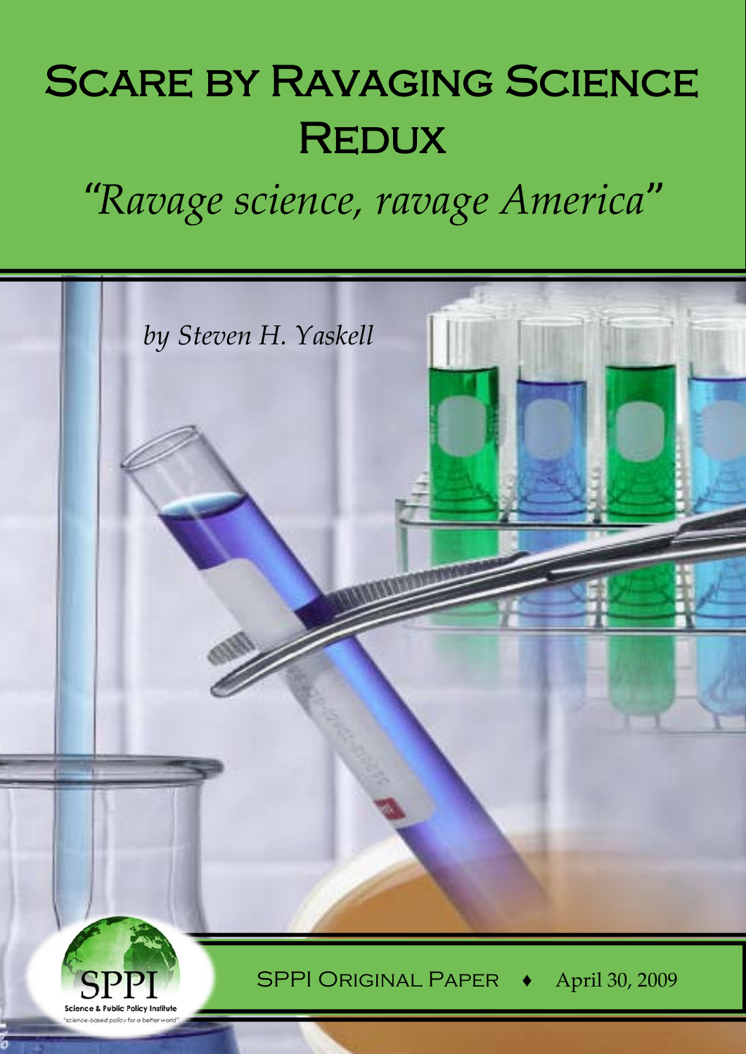# Scare by Ravaging Science Redux

*"Ravage science, ravage America"*

*by Steven H. Yaskell*

SPPI Original Paper ♦ April 30, 2009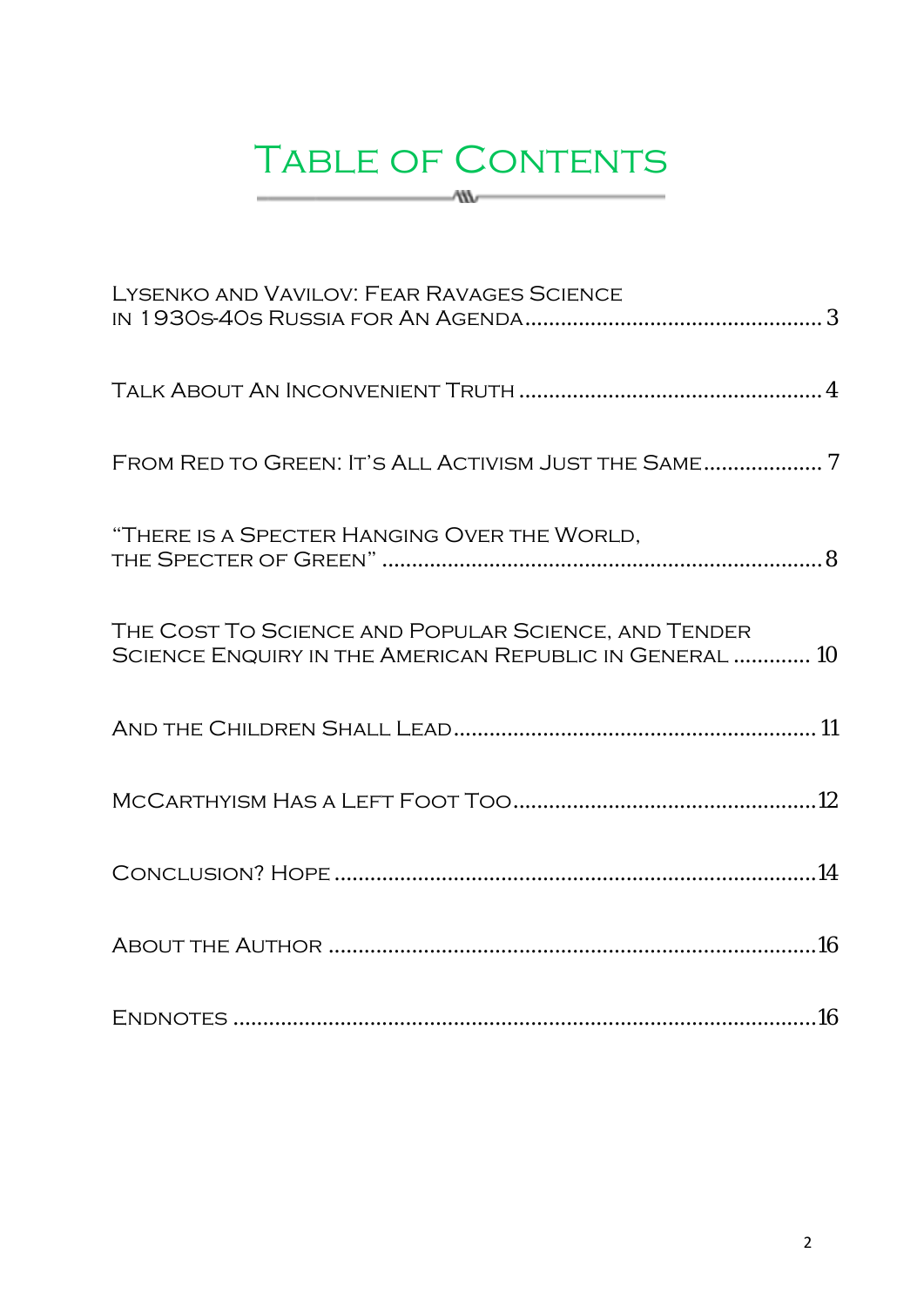# Table of Contents

Lysenko and Vavilov: Fear Ravages Science in 1930s-40s Russia for An Agenda .................................................. 3

Talk About An Inconvenient Truth .................................................. 4

From Red to Green: It's All Activism Just the Same .................... 7

"There is a Specter Hanging Over the World, the Specter of Green" .......................................................................... 8

The Cost To Science and Popular Science, and Tender Science Enquiry in the American Republic in General ............. 10

And the Children Shall Lead ............................................................ 11

McCarthyism Has a Left Foot Too .................................................. 12

Conclusion? Hope ............................................................................. 14

About the Author .............................................................................. 16

Endnotes ............................................................................................ 16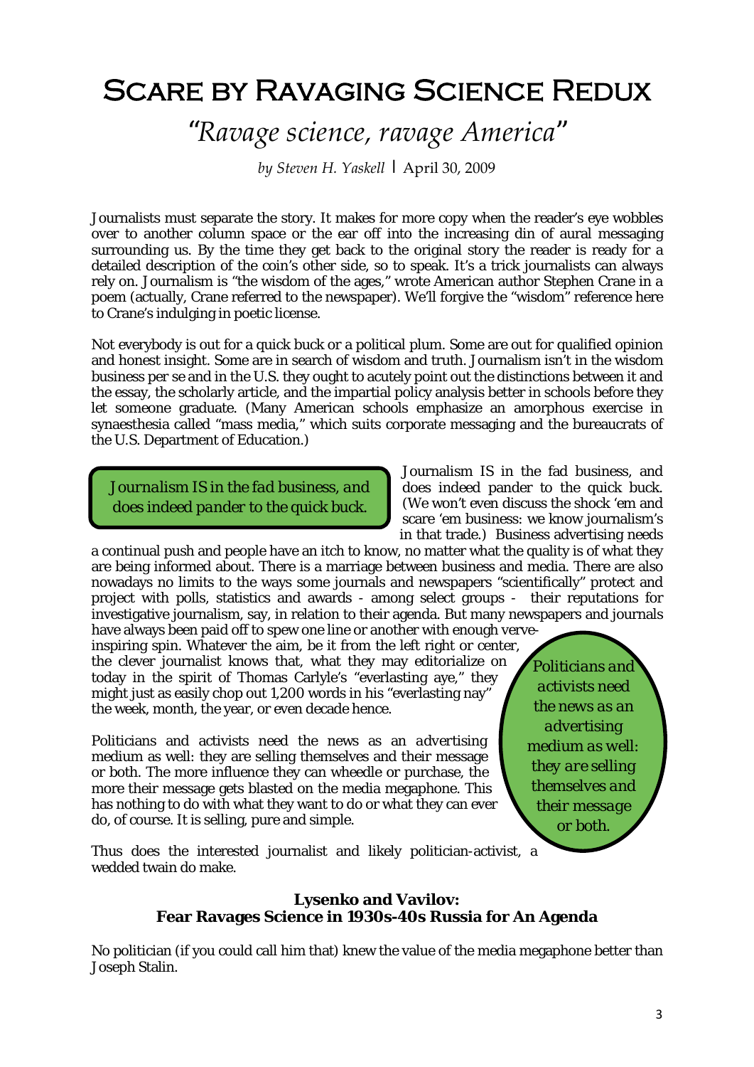# Scare by Ravaging Science Redux

## *"Ravage science, ravage America"*

*by Steven H. Yaskell* | April 30, 2009

Journalists must separate the story. It makes for more copy when the reader's eye wobbles over to another column space or the ear off into the increasing din of aural messaging surrounding us. By the time they get back to the original story the reader is ready for a detailed description of the coin's other side, so to speak. It's a trick journalists can always rely on. Journalism is "the wisdom of the ages," wrote American author Stephen Crane in a poem (actually, Crane referred to the newspaper). We'll forgive the "wisdom" reference here to Crane's indulging in poetic license.

Not everybody is out for a quick buck or a political plum. Some are out for qualified opinion and honest insight. Some are in search of wisdom and truth. Journalism isn't in the wisdom business per se and in the U.S. they ought to acutely point out the distinctions between it and the essay, the scholarly article, and the impartial policy analysis better in schools before they let someone graduate. (Many American schools emphasize an amorphous exercise in synaesthesia called "mass media," which suits corporate messaging and the bureaucrats of the U.S. Department of Education.)

> *Journalism IS in the fad business, and does indeed pander to the quick buck.*

Journalism IS in the fad business, and does indeed pander to the quick buck. (We won't even discuss the shock 'em and scare 'em business: we know journalism's in that trade.) Business advertising needs a continual push and people have an itch to know, no matter what the quality is of what they are being informed about. There is a marriage between business and media. There are also nowadays no limits to the ways some journals and newspapers "scientifically" protect and project with polls, statistics and awards - among select groups - their reputations for investigative journalism, say, in relation to their agenda. But many newspapers and journals have always been paid off to spew one line or another with enough verve-inspiring spin. Whatever the aim, be it from the left right or center, the clever journalist knows that, what they may editorialize on today in the spirit of Thomas Carlyle's "everlasting aye," they might just as easily chop out 1,200 words in his "everlasting nay" the week, month, the year, or even decade hence.

> *Politicians and activists need the news as an advertising medium as well: they are selling themselves and their message or both.*

Politicians and activists need the news as an advertising medium as well: they are selling themselves and their message or both. The more influence they can wheedle or purchase, the more their message gets blasted on the media megaphone. This has nothing to do with what they want to do or what they can ever do, of course. It is selling, pure and simple.

Thus does the interested journalist and likely politician-activist, a wedded twain do make.

### Lysenko and Vavilov: Fear Ravages Science in 1930s-40s Russia for An Agenda

No politician (if you could call him that) knew the value of the media megaphone better than Joseph Stalin.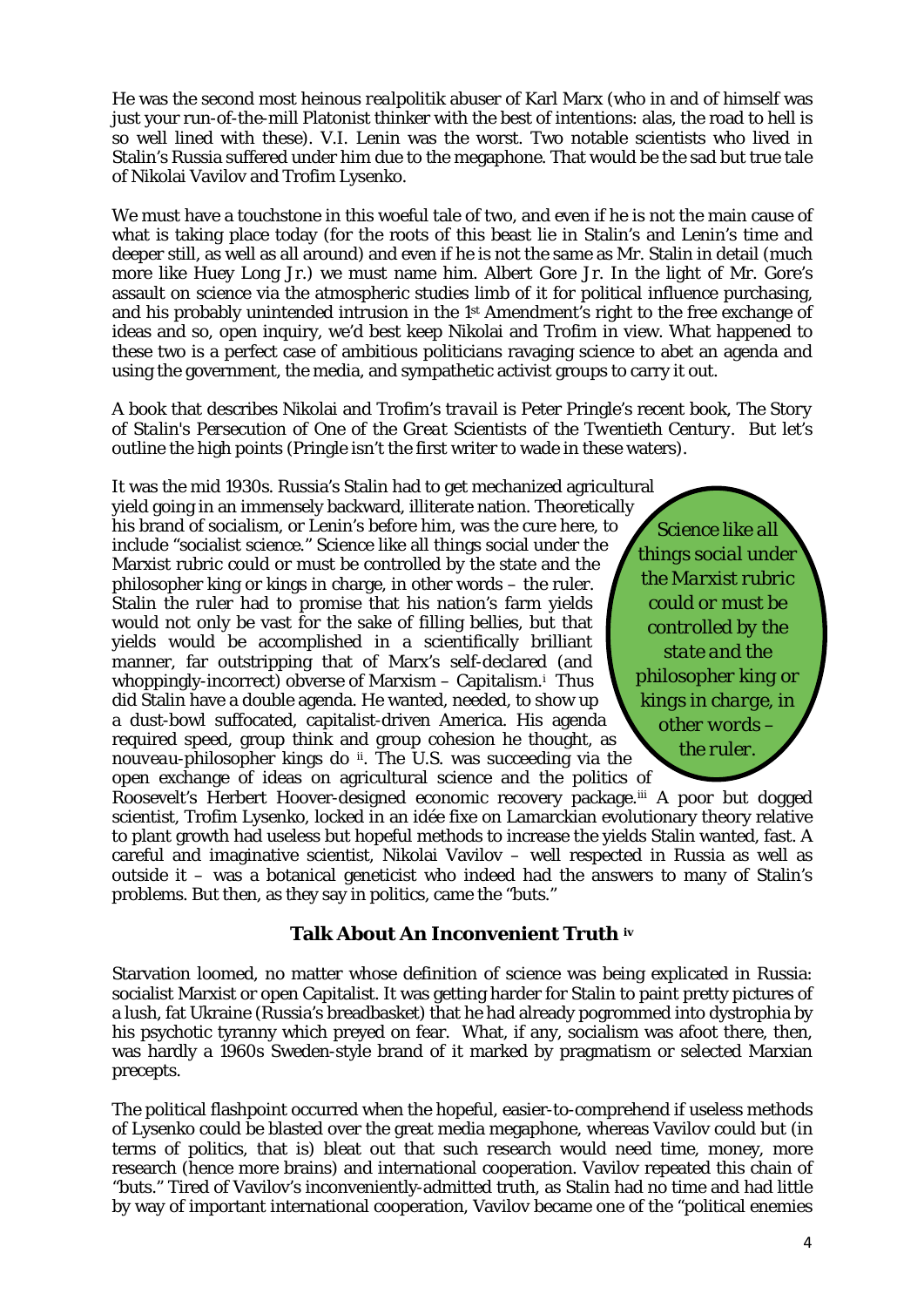He was the second most heinous *realpolitik* abuser of Karl Marx (who in and of himself was just your run-of-the-mill Platonist thinker with the best of intentions: alas, the road to hell is so well lined with these). V.I. Lenin was the worst. Two notable scientists who lived in Stalin's Russia suffered under him due to the megaphone. That would be the sad but true tale of Nikolai Vavilov and Trofim Lysenko.

We must have a touchstone in this woeful tale of two, and even if he is not the main cause of what is taking place today (for the roots of this beast lie in Stalin's and Lenin's time and deeper still, as well as all around) and even if he is not the same as Mr. Stalin in detail (much more like Huey Long Jr.) we must name him. Albert Gore Jr. In the light of Mr. Gore's assault on science via the atmospheric studies limb of it for political influence purchasing, and his probably unintended intrusion in the 1st Amendment's right to the free exchange of ideas and so, open inquiry, we'd best keep Nikolai and Trofim in view. What happened to these two is a perfect case of ambitious politicians ravaging science to abet an agenda and using the government, the media, and sympathetic activist groups to carry it out.

A book that describes Nikolai and Trofim's *travail* is Peter Pringle's recent book, *The Story of Stalin's Persecution of One of the Great Scientists of the Twentieth Century*. But let's outline the high points (Pringle isn't the first writer to wade in these waters).

It was the mid 1930s. Russia's Stalin had to get mechanized agricultural yield going in an immensely backward, illiterate nation. Theoretically his brand of socialism, or Lenin's before him, was the cure here, to include "socialist science." Science like all things social under the Marxist rubric could or must be controlled by the state and the philosopher king or kings in charge, in other words – the ruler. Stalin the ruler had to promise that his nation's farm yields would not only be vast for the sake of filling bellies, but that yields would be accomplished in a scientifically brilliant manner, far outstripping that of Marx's self-declared (and whoppingly-incorrect) obverse of Marxism – Capitalism.[i] Thus did Stalin have a double agenda. He wanted, needed, to show up a dust-bowl suffocated, capitalist-driven America. His agenda required speed, group think and group cohesion he thought, as *nouveau*-philosopher kings do [ii]. The U.S. was succeeding via the open exchange of ideas on agricultural science and the politics of Roosevelt's Herbert Hoover-designed economic recovery package.[iii] A poor but dogged scientist, Trofim Lysenko, locked in an idée fixe on Lamarckian evolutionary theory relative to plant growth had useless but hopeful methods to increase the yields Stalin wanted, fast. A careful and imaginative scientist, Nikolai Vavilov – well respected in Russia as well as outside it – was a botanical geneticist who indeed had the answers to many of Stalin's problems. But then, as they say in politics, came the "buts."

> *Science like all things social under the Marxist rubric could or must be controlled by the state and the philosopher king or kings in charge, in other words – the ruler.*

### Talk About An Inconvenient Truth [iv]

Starvation loomed, no matter whose definition of science was being explicated in Russia: socialist Marxist or open Capitalist. It was getting harder for Stalin to paint pretty pictures of a lush, fat Ukraine (Russia's breadbasket) that he had already pogrommed into dystrophia by his psychotic tyranny which preyed on fear. What, if any, socialism was afoot there, then, was hardly a 1960s Sweden-style brand of it marked by pragmatism or selected Marxian precepts.

The political flashpoint occurred when the hopeful, easier-to-comprehend if useless methods of Lysenko could be blasted over the great media megaphone, whereas Vavilov could but (in terms of politics, that is) bleat out that such research would need time, money, more research (hence more brains) and international cooperation. Vavilov repeated this chain of "buts." Tired of Vavilov's inconveniently-admitted truth, as Stalin had no time and had little by way of important international cooperation, Vavilov became one of the "political enemies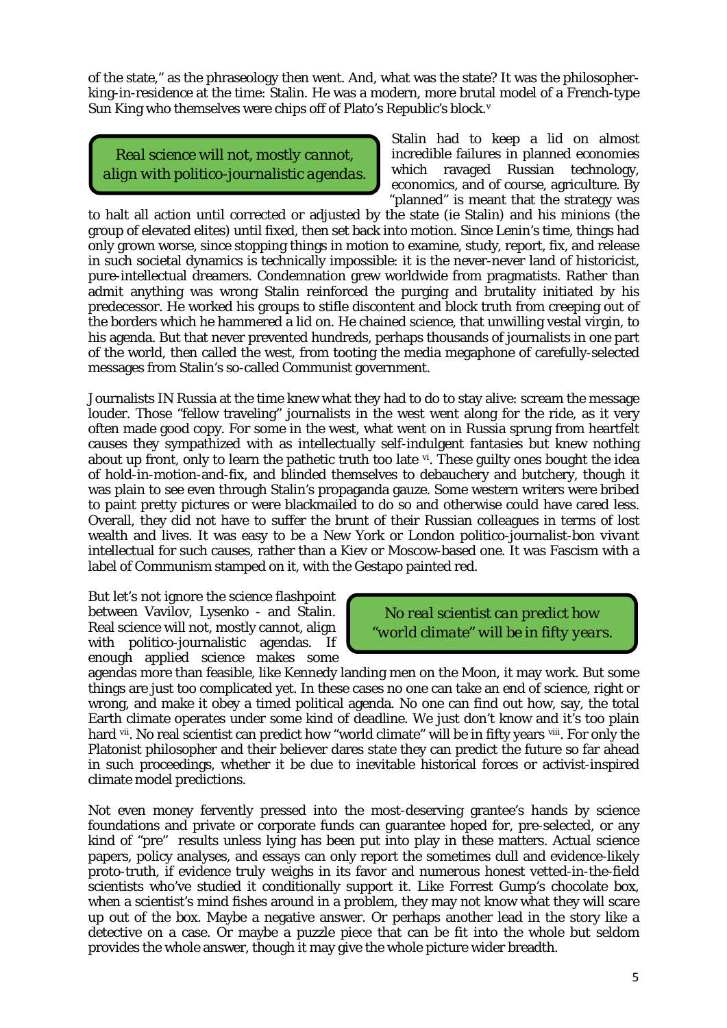of the state," as the phraseology then went. And, what was the state? It was the philosopher-king-in-residence at the time: Stalin. He was a modern, more brutal model of a French-type Sun King who themselves were chips off of Plato's Republic's block.[v]

> *Real science will not, mostly cannot, align with politico-journalistic agendas.*

Stalin had to keep a lid on almost incredible failures in planned economies which ravaged Russian technology, economics, and of course, agriculture. By "planned" is meant that the strategy was to halt all action until corrected or adjusted by the state (ie Stalin) and his minions (the group of elevated elites) until fixed, then set back into motion. Since Lenin's time, things had only grown worse, since stopping things in motion to examine, study, report, fix, and release in such societal dynamics is technically impossible: it is the never-never land of historicist, pure-intellectual dreamers. Condemnation grew worldwide from pragmatists. Rather than admit anything was wrong Stalin reinforced the purging and brutality initiated by his predecessor. He worked his groups to stifle discontent and block truth from creeping out of the borders which he hammered a lid on. He chained science, that unwilling vestal virgin, to his agenda. But that never prevented hundreds, perhaps thousands of journalists in one part of the world, then called the west, from tooting the media megaphone of carefully-selected messages from Stalin's so-called Communist government.

Journalists IN Russia at the time knew what they had to do to stay alive: scream the message louder. Those "fellow traveling" journalists in the west went along for the ride, as it very often made good copy. For some in the west, what went on in Russia sprung from heartfelt causes they sympathized with as intellectually self-indulgent fantasies but knew nothing about up front, only to learn the pathetic truth too late [vi]. These guilty ones bought the idea of hold-in-motion-and-fix, and blinded themselves to debauchery and butchery, though it was plain to see even through Stalin's propaganda gauze. Some western writers were bribed to paint pretty pictures or were blackmailed to do so and otherwise could have cared less. Overall, they did not have to suffer the brunt of their Russian colleagues in terms of lost wealth and lives. It was easy to be a New York or London politico-journalist-bon *vivant* intellectual for such causes, rather than a Kiev or Moscow-based one. It was Fascism with a label of Communism stamped on it, with the Gestapo painted red.

> *No real scientist can predict how "world climate" will be in fifty years.*

But let's not ignore the science flashpoint between Vavilov, Lysenko - and Stalin. Real science will not, mostly cannot, align with politico-journalistic agendas. If enough applied science makes some agendas more than feasible, like Kennedy landing men on the Moon, it may work. But some things are just too complicated yet. In these cases no one can take an end of science, right or wrong, and make it obey a timed political agenda. No one can find out how, say, the total Earth climate operates under some kind of deadline. We just don't know and it's too plain hard [vii]. No real scientist can predict how "world climate" will be in fifty years [viii]. For only the Platonist philosopher and their believer dares state they can predict the future so far ahead in such proceedings, whether it be due to inevitable historical forces or activist-inspired climate model predictions.

Not even money fervently pressed into the most-deserving grantee's hands by science foundations and private or corporate funds can guarantee hoped for, pre-selected, or any kind of "pre" results unless lying has been put into play in these matters. Actual science papers, policy analyses, and essays can only report the sometimes dull and evidence-likely proto-truth, if evidence truly weighs in its favor and numerous honest vetted-in-the-field scientists who've studied it conditionally support it. Like Forrest Gump's chocolate box, when a scientist's mind fishes around in a problem, they may not know what they will scare up out of the box. Maybe a negative answer. Or perhaps another lead in the story like a detective on a case. Or maybe a puzzle piece that can be fit into the whole but seldom provides the whole answer, though it may give the whole picture wider breadth.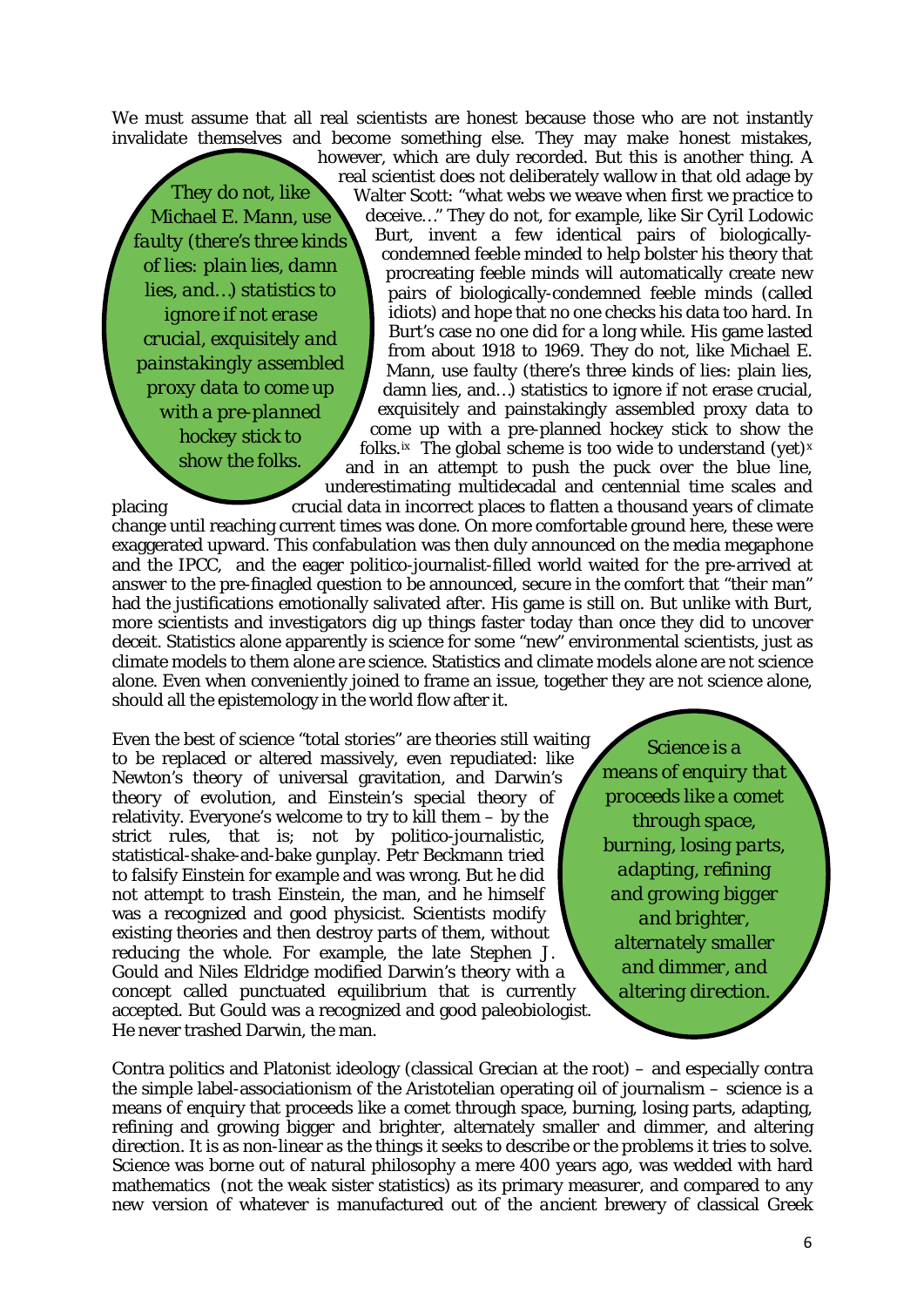We must assume that all real scientists are honest because those who are not instantly invalidate themselves and become something else. They may make honest mistakes, however, which are duly recorded. But this is another thing. A real scientist does not deliberately wallow in that old adage by Walter Scott: "what webs we weave when first we practice to deceive…" They do not, for example, like Sir Cyril Lodowic Burt, invent a few identical pairs of biologically-condemned feeble minded to help bolster his theory that procreating feeble minds will automatically create new pairs of biologically-condemned feeble minds (called idiots) and hope that no one checks his data too hard. In Burt's case no one did for a long while. His game lasted from about 1918 to 1969. They do not, like Michael E. Mann, use faulty (there's three kinds of lies: plain lies, damn lies, and…) statistics to ignore if not erase crucial, exquisitely and painstakingly assembled proxy data to come up with a pre-planned hockey stick to show the folks.[ix] The global scheme is too wide to understand (yet)[x] and in an attempt to push the puck over the blue line, underestimating multidecadal and centennial time scales and placing crucial data in incorrect places to flatten a thousand years of climate change until reaching current times was done. On more comfortable ground here, these were exaggerated upward. This confabulation was then duly announced on the media megaphone and the IPCC, and the eager politico-journalist-filled world waited for the pre-arrived at answer to the pre-finagled question to be announced, secure in the comfort that "their man" had the justifications emotionally salivated after. His game is still on. But unlike with Burt, more scientists and investigators dig up things faster today than once they did to uncover deceit. Statistics alone apparently is science for some "new" environmental scientists, just as climate models to them alone *are* science. Statistics and climate models alone are not science alone. Even when conveniently joined to frame an issue, together they are not science alone, should all the epistemology in the world flow after it.

*They do not, like Michael E. Mann, use faulty (there's three kinds of lies: plain lies, damn lies, and…) statistics to ignore if not erase crucial, exquisitely and painstakingly assembled proxy data to come up with a pre-planned hockey stick to show the folks.*

Even the best of science "total stories" are theories still waiting to be replaced or altered massively, even repudiated: like Newton's theory of universal gravitation, and Darwin's theory of evolution, and Einstein's special theory of relativity. Everyone's welcome to try to kill them – by the strict rules, that is; not by politico-journalistic, statistical-shake-and-bake gunplay. Petr Beckmann tried to falsify Einstein for example and was wrong. But he did not attempt to trash Einstein, the man, and he himself was a recognized and good physicist. Scientists modify existing theories and then destroy parts of them, without reducing the whole. For example, the late Stephen J. Gould and Niles Eldridge modified Darwin's theory with a concept called punctuated equilibrium that is currently accepted. But Gould was a recognized and good paleobiologist. He never trashed Darwin, the man.

*Science is a means of enquiry that proceeds like a comet through space, burning, losing parts, adapting, refining and growing bigger and brighter, alternately smaller and dimmer, and altering direction.*

Contra politics and Platonist ideology (classical Grecian at the root) – and especially contra the simple label-associationism of the Aristotelian operating oil of journalism – science is a means of enquiry that proceeds like a comet through space, burning, losing parts, adapting, refining and growing bigger and brighter, alternately smaller and dimmer, and altering direction. It is as non-linear as the things it seeks to describe or the problems it tries to solve. Science was borne out of natural philosophy a mere 400 years ago, was wedded with hard mathematics (not the weak sister statistics) as its primary measurer, and compared to any new version of whatever is manufactured out of the ancient brewery of classical Greek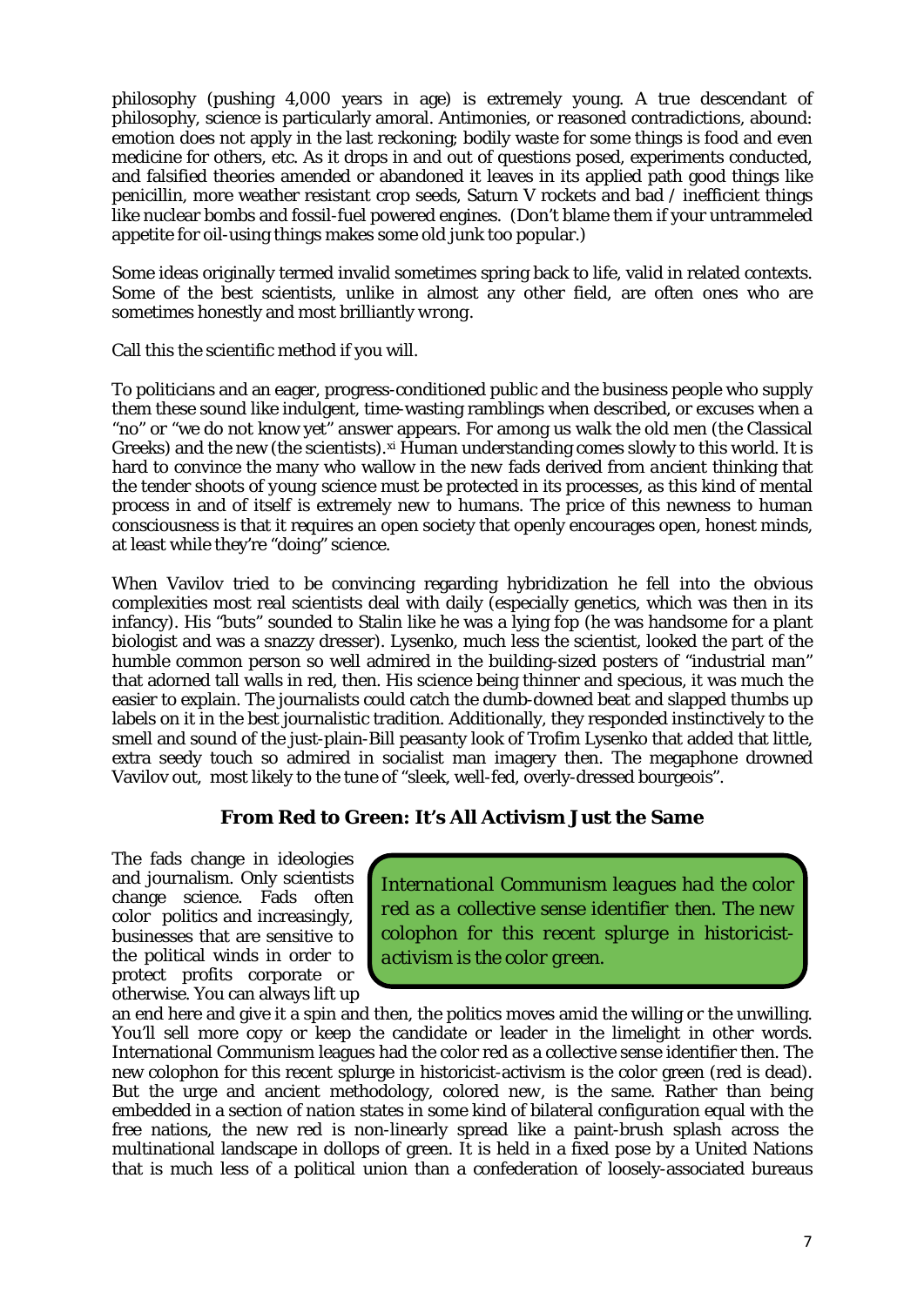philosophy (pushing 4,000 years in age) is extremely young. A true descendant of philosophy, science is particularly amoral. Antimonies, or reasoned contradictions, abound: emotion does not apply in the last reckoning; bodily waste for some things is food and even medicine for others, etc. As it drops in and out of questions posed, experiments conducted, and falsified theories amended or abandoned it leaves in its applied path good things like penicillin, more weather resistant crop seeds, Saturn V rockets and bad / inefficient things like nuclear bombs and fossil-fuel powered engines. (Don't blame them if your untrammeled appetite for oil-using things makes some old junk too popular.)

Some ideas originally termed invalid sometimes spring back to life, valid in related contexts. Some of the best scientists, unlike in almost any other field, are often ones who are sometimes honestly and most brilliantly *wrong*.

Call this the scientific method if you will.

To politicians and an eager, progress-conditioned public and the business people who supply them these sound like indulgent, time-wasting ramblings when described, or excuses when a "no" or "we do not know yet" answer appears. For among us walk the old men (the Classical Greeks) and the new (the scientists).[xi] Human understanding comes slowly to this world. It is hard to convince the many who wallow in the new fads derived from *ancient* thinking that the tender shoots of *young* science must be protected in its processes, as this kind of mental process in and of itself is extremely new to humans. The price of this newness to human consciousness is that it requires an open society that openly encourages open, honest minds, at least while they're "doing" science.

When Vavilov tried to be convincing regarding hybridization he fell into the obvious complexities most real scientists deal with daily (especially genetics, which was then in its infancy). His "buts" sounded to Stalin like he was a lying fop (he was handsome for a plant biologist and was a snazzy dresser). Lysenko, much less the scientist, looked the part of the humble common person so well admired in the building-sized posters of "industrial man" that adorned tall walls in red, then. His science being thinner and specious, it was much the easier to explain. The journalists could catch the dumb-downed beat and slapped thumbs up labels on it in the best journalistic tradition. Additionally, they responded instinctively to the smell and sound of the just-plain-Bill peasanty look of Trofim Lysenko that added that little, extra seedy touch so admired in socialist man imagery then. The megaphone drowned Vavilov out, most likely to the tune of "sleek, well-fed, overly-dressed bourgeois".

## From Red to Green: It's All Activism Just the Same

> *International Communism leagues had the color red as a collective sense identifier then. The new colophon for this recent splurge in historicist-activism is the color green.*

The fads change in ideologies and journalism. Only scientists change science. Fads often color politics and increasingly, businesses that are sensitive to the political winds in order to protect profits corporate or otherwise. You can always lift up an end here and give it a spin and then, the politics moves amid the willing or the unwilling. You'll sell more copy or keep the candidate or leader in the limelight in other words. International Communism leagues had the color red as a collective sense identifier then. The new colophon for this recent splurge in historicist-activism is the color green (red is dead). But the urge and ancient methodology, colored new, is the same. Rather than being embedded in a section of nation states in some kind of bilateral configuration equal with the free nations, the new red is non-linearly spread like a paint-brush splash across the multinational landscape in dollops of green. It is held in a fixed pose by a United Nations that is much less of a political union than a confederation of loosely-associated bureaus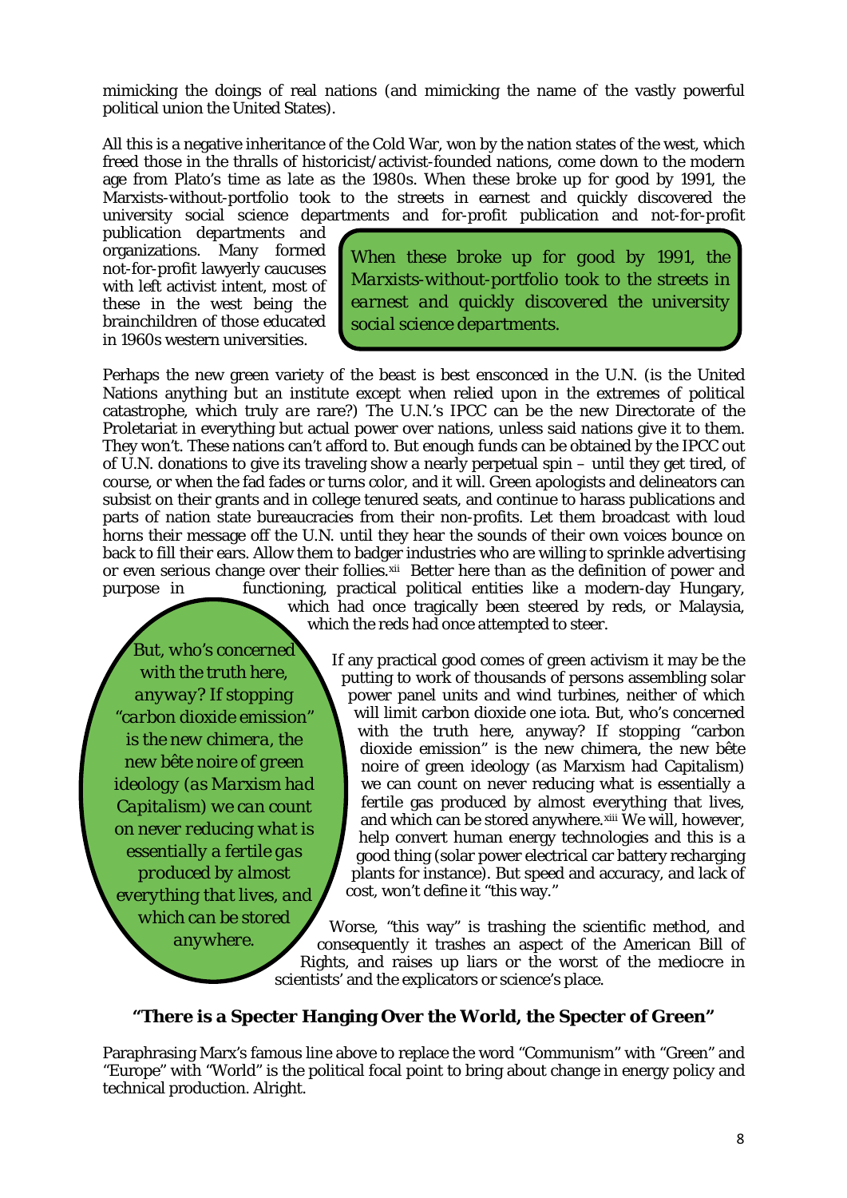mimicking the doings of real nations (and mimicking the name of the vastly powerful political union the United States).

All this is a negative inheritance of the Cold War, won by the nation states of the west, which freed those in the thralls of historicist/activist-founded nations, come down to the modern age from Plato's time as late as the 1980s. When these broke up for good by 1991, the Marxists-without-portfolio took to the streets in earnest and quickly discovered the university social science departments and for-profit publication and not-for-profit publication departments and organizations. Many formed not-for-profit lawyerly caucuses with left activist intent, most of these in the west being the brainchildren of those educated in 1960s western universities.

> *When these broke up for good by 1991, the Marxists-without-portfolio took to the streets in earnest and quickly discovered the university social science departments.*

Perhaps the new green variety of the beast is best ensconced in the U.N. (is the United Nations anything but an institute except when relied upon in the extremes of political catastrophe, which truly *are* rare?) The U.N.'s IPCC can be the new Directorate of the Proletariat in everything but actual power over nations, unless said nations give it to them. They won't. These nations can't afford to. But enough funds can be obtained by the IPCC out of U.N. donations to give its traveling show a nearly perpetual spin – until they get tired, of course, or when the fad fades or turns color, and it will. Green apologists and delineators can subsist on their grants and in college tenured seats, and continue to harass publications and parts of nation state bureaucracies from their non-profits. Let them broadcast with loud horns their message off the U.N. until they hear the sounds of their own voices bounce on back to fill their ears. Allow them to badger industries who are willing to sprinkle advertising or even serious change over their follies.[xii] Better here than as the definition of power and purpose in functioning, practical political entities like a modern-day Hungary, which had once tragically been steered by reds, or Malaysia, which the reds had once attempted to steer.

If any practical good comes of green activism it may be the putting to work of thousands of persons assembling solar power panel units and wind turbines, neither of which will limit carbon dioxide one iota. But, who's concerned with the truth here, anyway? If stopping "carbon dioxide emission" is the new chimera, the new bête noire of green ideology (as Marxism had Capitalism) we can count on never reducing what is essentially a fertile gas produced by almost everything that lives, and which can be stored anywhere.[xiii] We will, however, help convert human energy technologies and this is a good thing (solar power electrical car battery recharging plants for instance). But speed and accuracy, and lack of cost, won't define it "this way."

> *But, who's concerned with the truth here, anyway? If stopping "carbon dioxide emission" is the new chimera, the new bête noire of green ideology (as Marxism had Capitalism) we can count on never reducing what is essentially a fertile gas produced by almost everything that lives, and which can be stored anywhere.*

Worse, "this way" is trashing the scientific method, and consequently it trashes an aspect of the American Bill of Rights, and raises up liars or the worst of the mediocre in scientists' and the explicators or science's place.

## "There is a Specter Hanging Over the World, the Specter of Green"

Paraphrasing Marx's famous line above to replace the word "Communism" with "Green" and "Europe" with "World" is the political focal point to bring about change in energy policy and technical production. Alright.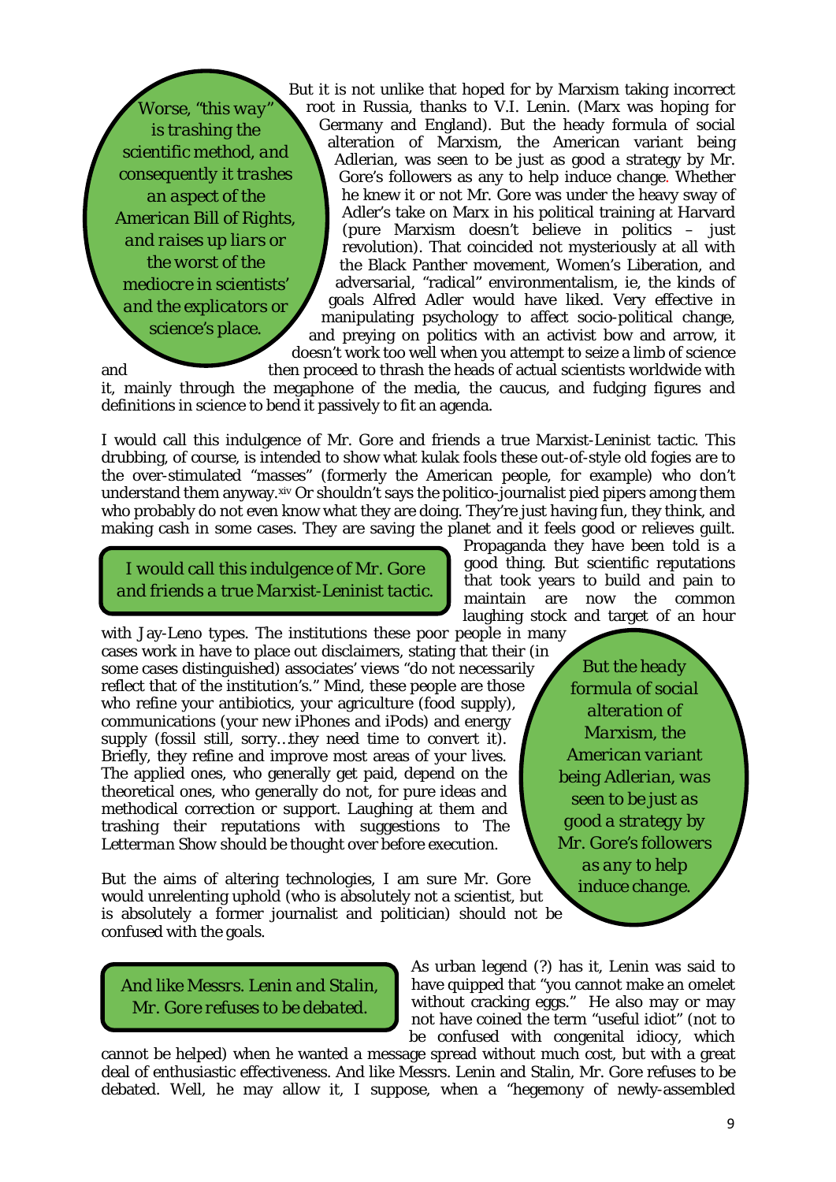*Worse, "this way" is trashing the scientific method, and consequently it trashes an aspect of the American Bill of Rights, and raises up liars or the worst of the mediocre in scientists' and the explicators or science's place.*

But it is not unlike that hoped for by Marxism taking incorrect root in Russia, thanks to V.I. Lenin. (Marx was hoping for Germany and England). But the heady formula of social alteration of Marxism, the American variant being Adlerian, was seen to be just as good a strategy by Mr. Gore's followers as any to help induce change. Whether he knew it or not Mr. Gore was under the heavy sway of Adler's take on Marx in his political training at Harvard (pure Marxism doesn't believe in politics – just revolution). That coincided not mysteriously at all with the Black Panther movement, Women's Liberation, and adversarial, "radical" environmentalism, ie, the kinds of goals Alfred Adler would have liked. Very effective in manipulating psychology to affect socio-political change, and preying on politics with an activist bow and arrow, it doesn't work too well when you attempt to seize a limb of science and then proceed to thrash the heads of actual scientists worldwide with it, mainly through the megaphone of the media, the caucus, and fudging figures and definitions in science to bend it passively to fit an agenda.

I would call this indulgence of Mr. Gore and friends a true Marxist-Leninist tactic. This drubbing, of course, is intended to show what kulak fools these out-of-style old fogies are to the over-stimulated "masses" (formerly the American people, for example) who don't understand them anyway.[xiv] Or shouldn't says the politico-journalist pied pipers among them who probably do not even know what they are doing. They're just having fun, they think, and making cash in some cases. They are saving the planet and it feels good or relieves guilt. Propaganda they have been told is a good thing. But scientific reputations that took years to build and pain to maintain are now the common laughing stock and target of an hour with Jay-Leno types. The institutions these poor people in many cases work in have to place out disclaimers, stating that their (in some cases distinguished) associates' views "do not necessarily reflect that of the institution's." Mind, these people are those who refine your antibiotics, your agriculture (food supply), communications (your new iPhones and iPods) and energy supply (fossil still, sorry…they need time to convert it). Briefly, they refine and improve most areas of your lives. The applied ones, who generally get paid, depend on the theoretical ones, who generally do not, for pure ideas and methodical correction or support. Laughing at them and trashing their reputations with suggestions to *The Letterman Show* should be thought over before execution.

*I would call this indulgence of Mr. Gore and friends a true Marxist-Leninist tactic.*

*But the heady formula of social alteration of Marxism, the American variant being Adlerian, was seen to be just as good a strategy by Mr. Gore's followers as any to help induce change.*

But the aims of altering technologies, I am sure Mr. Gore would unrelenting uphold (who is absolutely not a scientist, but is absolutely a former journalist and politician) should not be confused with the goals.

*And like Messrs. Lenin and Stalin, Mr. Gore refuses to be debated.*

As urban legend (?) has it, Lenin was said to have quipped that "you cannot make an omelet without cracking eggs." He also may or may not have coined the term "useful idiot" (not to be confused with congenital idiocy, which cannot be helped) when he wanted a message spread without much cost, but with a great deal of enthusiastic effectiveness. And like Messrs. Lenin and Stalin, Mr. Gore refuses to be debated. Well, he may allow it, I suppose, when a "hegemony of newly-assembled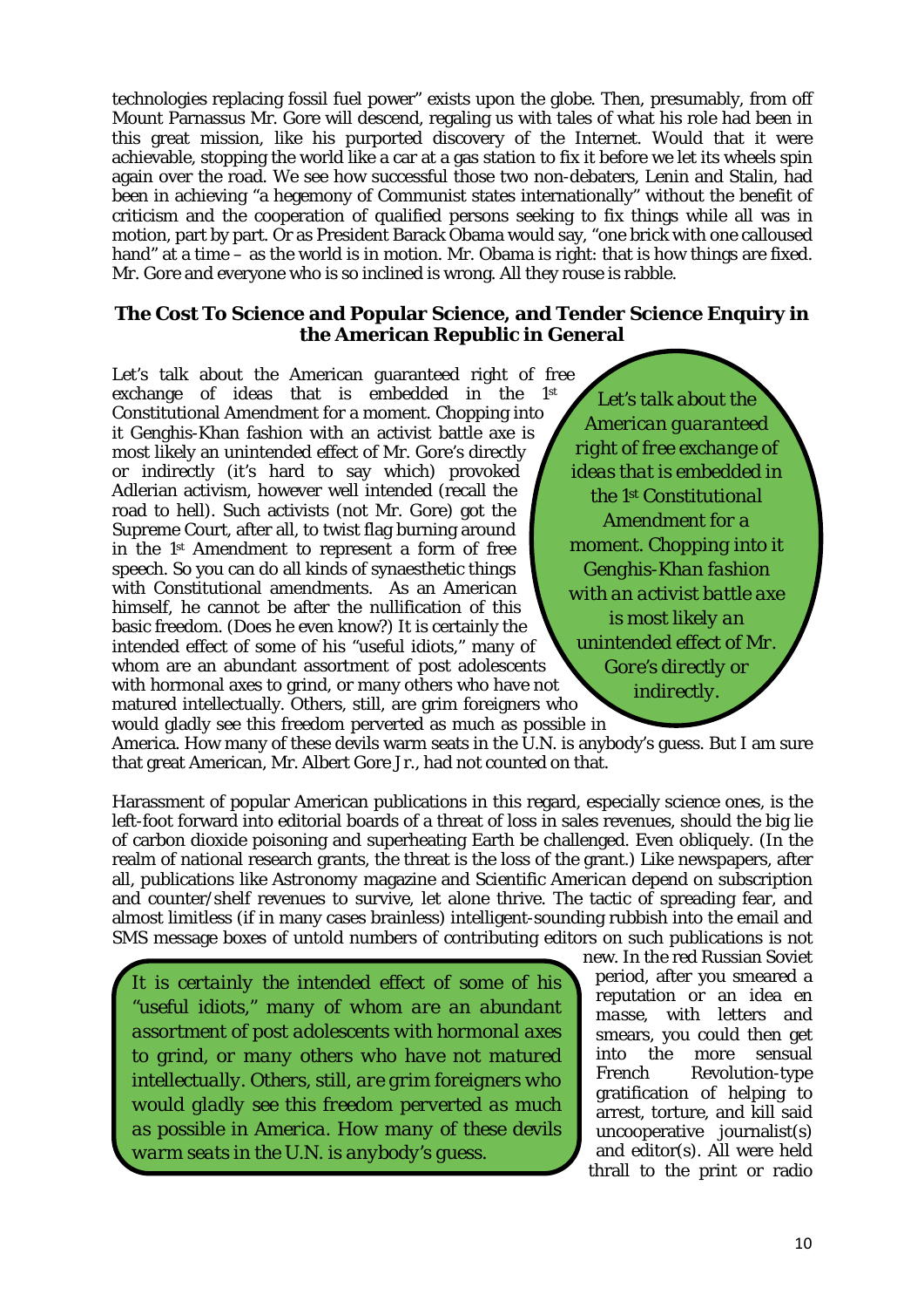technologies replacing fossil fuel power" exists upon the globe. Then, presumably, from off Mount Parnassus Mr. Gore will descend, regaling us with tales of what his role had been in this great mission, like his purported discovery of the Internet. Would that it were achievable, stopping the world like a car at a gas station to fix it before we let its wheels spin again over the road. We see how successful those two non-debaters, Lenin and Stalin, had been in achieving "a hegemony of Communist states internationally" without the benefit of criticism and the cooperation of qualified persons seeking to fix things while all was in motion, part by part. Or as President Barack Obama would say, "one brick with one calloused hand" at a time – as the world is in motion. Mr. Obama is right: that is how things are fixed. Mr. Gore and everyone who is so inclined is wrong. All they rouse is rabble.

## The Cost To Science and Popular Science, and Tender Science Enquiry in the American Republic in General

Let's talk about the American guaranteed right of free exchange of ideas that is embedded in the 1st Constitutional Amendment for a moment. Chopping into it Genghis-Khan fashion with an activist battle axe is most likely an unintended effect of Mr. Gore's directly or indirectly (it's hard to say which) provoked Adlerian activism, however well intended (recall the road to hell). Such activists (not Mr. Gore) got the Supreme Court, after all, to twist flag burning around in the 1st Amendment to represent a form of free speech. So you can do all kinds of synaesthetic things with Constitutional amendments. As an American himself, he cannot be after the nullification of this basic freedom. (Does he even know?) It is certainly the intended effect of some of his "useful idiots," many of whom are an abundant assortment of post adolescents with hormonal axes to grind, or many others who have not matured intellectually. Others, still, are grim foreigners who would gladly see this freedom perverted as much as possible in America. How many of these devils warm seats in the U.N. is anybody's guess. But I am sure that great American, Mr. Albert Gore Jr., had not counted on that.

> *Let's talk about the American guaranteed right of free exchange of ideas that is embedded in the 1st Constitutional Amendment for a moment. Chopping into it Genghis-Khan fashion with an activist battle axe is most likely an unintended effect of Mr. Gore's directly or indirectly.*

Harassment of popular American publications in this regard, especially science ones, is the left-foot forward into editorial boards of a threat of loss in sales revenues, should the big lie of carbon dioxide poisoning and superheating Earth be challenged. Even obliquely. (In the realm of national research grants, the threat is the loss of the grant.) Like newspapers, after all, publications like Astronomy magazine and *Scientific American* depend on subscription and counter/shelf revenues to survive, let alone thrive. The tactic of spreading fear, and almost limitless (if in many cases brainless) intelligent-sounding rubbish into the email and SMS message boxes of untold numbers of contributing editors on such publications is not new. In the red Russian Soviet period, after you smeared a reputation or an idea *en masse*, with letters and smears, you could then get into the more sensual French Revolution-type gratification of helping to arrest, torture, and kill said uncooperative journalist(s) and editor(s). All were held thrall to the print or radio

> *It is certainly the intended effect of some of his "useful idiots," many of whom are an abundant assortment of post adolescents with hormonal axes to grind, or many others who have not matured intellectually. Others, still, are grim foreigners who would gladly see this freedom perverted as much as possible in America. How many of these devils warm seats in the U.N. is anybody's guess.*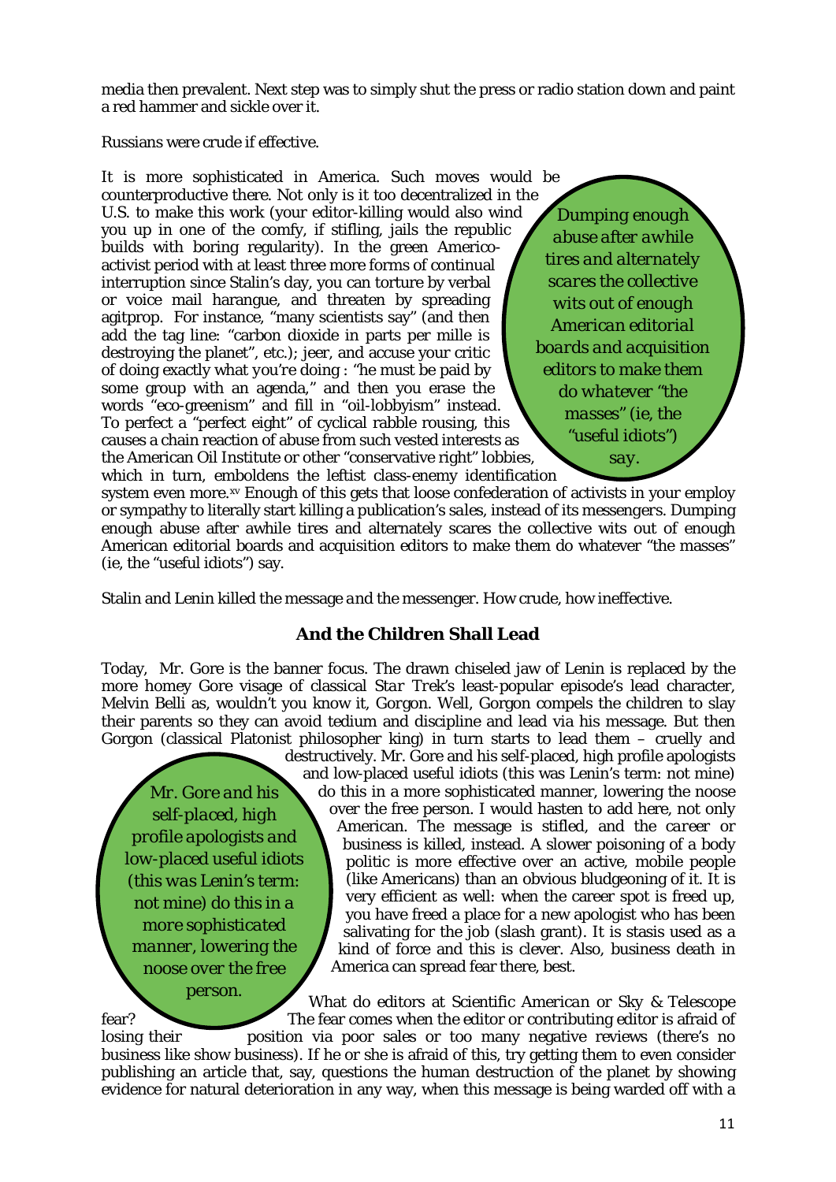media then prevalent. Next step was to simply shut the press or radio station down and paint a red hammer and sickle over it.

Russians were crude if effective.

It is more sophisticated in America. Such moves would be counterproductive there. Not only is it too decentralized in the U.S. to make this work (your editor-killing would also wind you up in one of the comfy, if stifling, jails the republic builds with boring regularity). In the green Americo-activist period with at least three more forms of continual interruption since Stalin's day, you can torture by verbal or voice mail harangue, and threaten by spreading agitprop. For instance, "many scientists say" (and then add the tag line: "carbon dioxide in parts per mille is destroying the planet", etc.); jeer, and accuse your critic of doing exactly what *you're* doing : "he must be paid by some group with an agenda," and then you erase the words "eco-greenism" and fill in "oil-lobbyism" instead. To perfect a "perfect eight" of cyclical rabble rousing, this causes a chain reaction of abuse from such vested interests as the American Oil Institute or other "conservative right" lobbies, which in turn, emboldens the leftist class-enemy identification system even more.[xv] Enough of this gets that loose confederation of activists in your employ or sympathy to literally start killing a publication's sales, instead of its messengers. Dumping enough abuse after awhile tires and alternately scares the collective wits out of enough American editorial boards and acquisition editors to make them do whatever "the masses" (ie, the "useful idiots") say.

*Dumping enough abuse after awhile tires and alternately scares the collective wits out of enough American editorial boards and acquisition editors to make them do whatever "the masses" (ie, the "useful idiots") say.*

Stalin and Lenin killed the message *and* the messenger. How crude, how ineffective.

## And the Children Shall Lead

Today, Mr. Gore is the banner focus. The drawn chiseled jaw of Lenin is replaced by the more homey Gore visage of classical *Star Trek*'s least-popular episode's lead character, Melvin Belli as, wouldn't you know it, Gorgon. Well, Gorgon compels the children to slay their parents so they can avoid tedium and discipline and lead via his message. But then Gorgon (classical Platonist philosopher king) in turn starts to lead them – cruelly and destructively. Mr. Gore and his self-placed, high profile apologists and low-placed useful idiots (this was Lenin's term: not mine) do this in a more sophisticated manner, lowering the noose over the free person. I would hasten to add here, not only American. The message is stifled, and the *career* or business is killed, instead. A slower poisoning of a body politic is more effective over an active, mobile people (like Americans) than an obvious bludgeoning of it. It is very efficient as well: when the career spot is freed up, you have freed a place for a new apologist who has been salivating for the job (slash grant). It is stasis used as a kind of force and this is clever. Also, business death in America can spread fear there, best.

*Mr. Gore and his self-placed, high profile apologists and low-placed useful idiots (this was Lenin's term: not mine) do this in a more sophisticated manner, lowering the noose over the free person.*

What do editors at *Scientific American* or *Sky & Telescope* fear? The fear comes when the editor or contributing editor is afraid of losing their position via poor sales or too many negative reviews (there's no business like show business). If he or she is afraid of this, try getting them to even consider publishing an article that, say, questions the human destruction of the planet by showing evidence for natural deterioration in any way, when this message is being warded off with a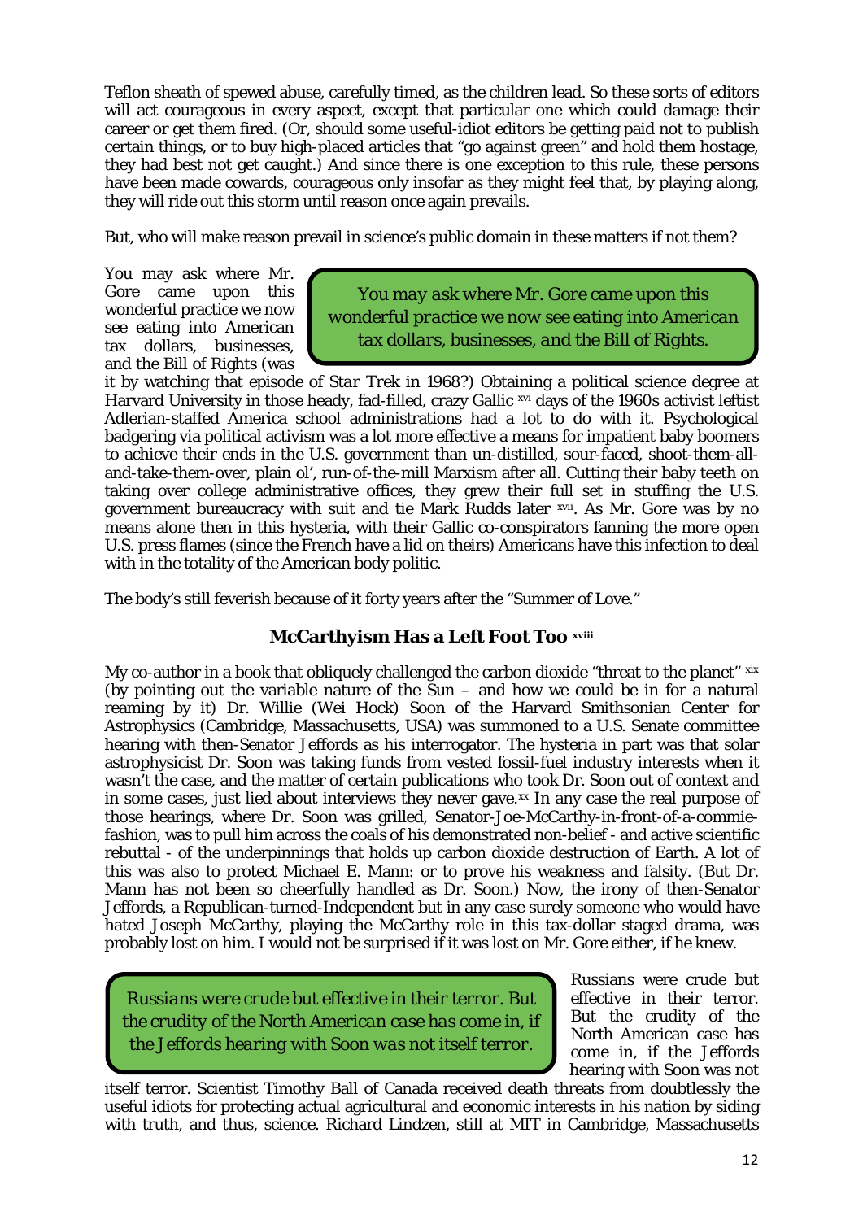Teflon sheath of spewed abuse, carefully timed, as the children lead. So these sorts of editors will act courageous in every aspect, except that particular one which could damage their career or get them fired. (Or, should some useful-idiot editors be getting paid not to publish certain things, or to buy high-placed articles that "go against green" and hold them hostage, they had best not get caught.) And since there is one exception to this rule, these persons have been made cowards, courageous only insofar as they might feel that, by playing along, they will ride out this storm until reason once again prevails.

But, who will make reason prevail in science's public domain in these matters if not them?

> *You may ask where Mr. Gore came upon this wonderful practice we now see eating into American tax dollars, businesses, and the Bill of Rights.*

You may ask where Mr. Gore came upon this wonderful practice we now see eating into American tax dollars, businesses, and the Bill of Rights (was it by watching that episode of *Star Trek* in 1968?) Obtaining a political science degree at Harvard University in those heady, fad-filled, crazy Gallic [xvi] days of the 1960s activist leftist Adlerian-staffed America school administrations had a lot to do with it. Psychological badgering via political activism was a lot more effective a means for impatient baby boomers to achieve their ends in the U.S. government than un-distilled, sour-faced, shoot-them-all-and-take-them-over, plain ol', run-of-the-mill Marxism after all. Cutting their baby teeth on taking over college administrative offices, they grew their full set in stuffing the U.S. government bureaucracy with suit and tie Mark Rudds later [xvii]. As Mr. Gore was by no means alone then in this hysteria, with their Gallic co-conspirators fanning the more open U.S. press flames (since the French have a lid on theirs) Americans have this infection to deal with in the totality of the American body politic.

The body's still feverish because of it forty years after the "Summer of Love."

## McCarthyism Has a Left Foot Too [xviii]

My co-author in a book that obliquely challenged the carbon dioxide "threat to the planet" [xix] (by pointing out the variable nature of the Sun – and how we could be in for a natural reaming by it) Dr. Willie (Wei Hock) Soon of the Harvard Smithsonian Center for Astrophysics (Cambridge, Massachusetts, USA) was summoned to a U.S. Senate committee hearing with then-Senator Jeffords as his interrogator. The hysteria in part was that solar astrophysicist Dr. Soon was taking funds from vested fossil-fuel industry interests when it wasn't the case, and the matter of certain publications who took Dr. Soon out of context and in some cases, just lied about interviews they never gave.[xx] In any case the real purpose of those hearings, where Dr. Soon was grilled, Senator-Joe-McCarthy-in-front-of-a-commie-fashion, was to pull him across the coals of his demonstrated non-belief - and active scientific rebuttal - of the underpinnings that holds up carbon dioxide destruction of Earth. A lot of this was also to protect Michael E. Mann: or to prove his weakness and falsity. (But Dr. Mann has not been so cheerfully handled as Dr. Soon.) Now, the irony of then-Senator Jeffords, a Republican-turned-Independent but in any case surely someone who would have hated Joseph McCarthy, playing the McCarthy role in this tax-dollar staged drama, was probably lost on him. I would not be surprised if it was lost on Mr. Gore either, if he knew.

> *Russians were crude but effective in their terror. But the crudity of the North American case has come in, if the Jeffords hearing with Soon was not itself terror.*

Russians were crude but effective in their terror. But the crudity of the North American case has come in, if the Jeffords hearing with Soon was not itself terror. Scientist Timothy Ball of Canada received death threats from doubtlessly the useful idiots for protecting actual agricultural and economic interests in his nation by siding with truth, and thus, science. Richard Lindzen, still at MIT in Cambridge, Massachusetts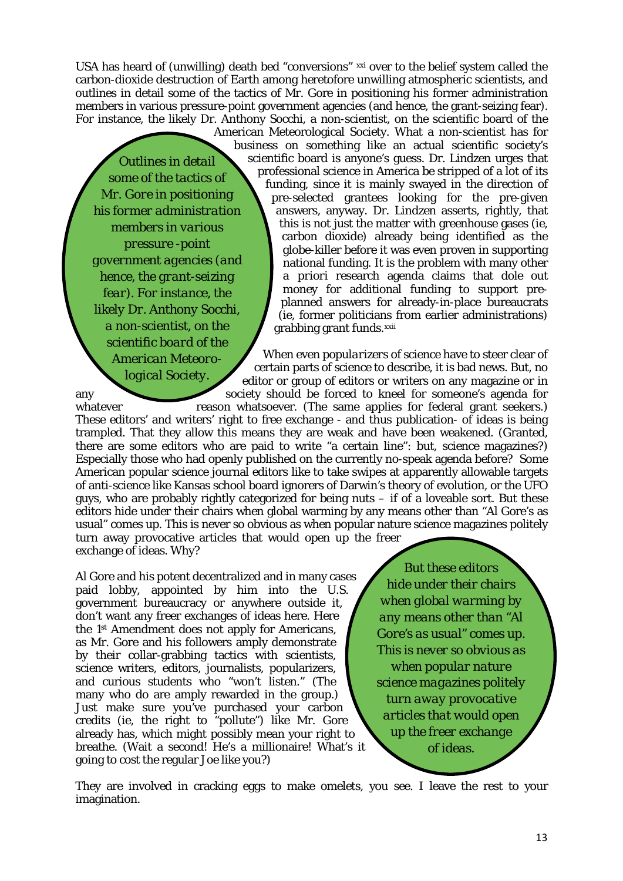USA has heard of (unwilling) death bed "conversions" [xxi] over to the belief system called the carbon-dioxide destruction of Earth among heretofore unwilling atmospheric scientists, and outlines in detail some of the tactics of Mr. Gore in positioning his former administration members in various pressure-point government agencies (and hence, the grant-seizing fear). For instance, the likely Dr. Anthony Socchi, a non-scientist, on the scientific board of the American Meteorological Society. What a non-scientist has for business on something like an actual scientific society's scientific board is anyone's guess. Dr. Lindzen urges that professional science in America be stripped of a lot of its funding, since it is mainly swayed in the direction of pre-selected grantees looking for the pre-given answers, anyway. Dr. Lindzen asserts, rightly, that this is not just the matter with greenhouse gases (ie, carbon dioxide) already being identified as the globe-killer before it was even proven in supporting national funding. It is the problem with many other a priori research agenda claims that dole out money for additional funding to support pre-planned answers for already-in-place bureaucrats (ie, former politicians from earlier administrations) grabbing grant funds.[xxii]

> *Outlines in detail some of the tactics of Mr. Gore in positioning his former administration members in various pressure-point government agencies (and hence, the grant-seizing fear). For instance, the likely Dr. Anthony Socchi, a non-scientist, on the scientific board of the American Meteorological Society.*

When even *popularizers* of science have to steer clear of certain parts of science to describe, it is bad news. But, no editor or group of editors or writers on any magazine or in any society should be forced to kneel for someone's agenda for whatever reason whatsoever. (The same applies for federal grant seekers.) These editors' and writers' right to free exchange - and thus publication- of ideas is being trampled. That they allow this means they are weak and have been weakened. (Granted, there are some editors who are paid to write "a certain line": but, science magazines?) Especially those who had openly published on the currently no-speak agenda before? Some American popular science journal editors like to take swipes at apparently allowable targets of anti-science like Kansas school board ignorers of Darwin's theory of evolution, or the UFO guys, who are probably rightly categorized for being nuts – if of a loveable sort. But these editors hide under their chairs when global warming by any means other than "Al Gore's as usual" comes up. This is never so obvious as when popular nature science magazines politely turn away provocative articles that would open up the freer exchange of ideas. Why?

> *But these editors hide under their chairs when global warming by any means other than "Al Gore's as usual" comes up. This is never so obvious as when popular nature science magazines politely turn away provocative articles that would open up the freer exchange of ideas.*

Al Gore and his potent decentralized and in many cases paid lobby, appointed by him into the U.S. government bureaucracy or anywhere outside it, don't want any freer exchanges of ideas here. Here the 1st Amendment does not apply for Americans, as Mr. Gore and his followers amply demonstrate by their collar-grabbing tactics with scientists, science writers, editors, journalists, popularizers, and curious students who "won't listen." (The many who do are amply rewarded in the group.) Just make sure you've purchased your carbon credits (ie, the right to "pollute") like Mr. Gore already has, which might possibly mean your right to breathe. (Wait a second! He's a millionaire! What's it going to cost the regular Joe like you?)

They are involved in cracking eggs to make omelets, you see. I leave the rest to your imagination.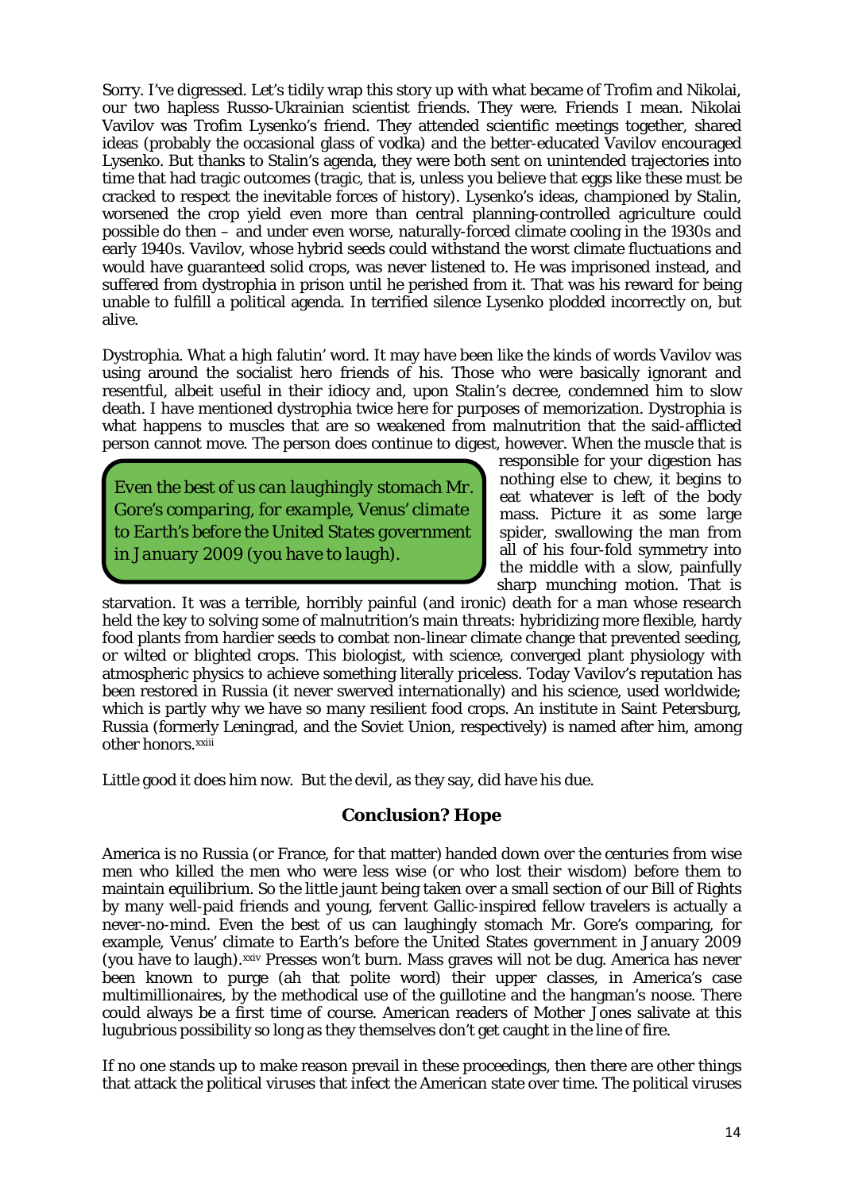Sorry. I've digressed. Let's tidily wrap this story up with what became of Trofim and Nikolai, our two hapless Russo-Ukrainian scientist friends. They were. Friends I mean. Nikolai Vavilov was Trofim Lysenko's friend. They attended scientific meetings together, shared ideas (probably the occasional glass of vodka) and the better-educated Vavilov encouraged Lysenko. But thanks to Stalin's agenda, they were both sent on unintended trajectories into time that had tragic outcomes (tragic, that is, unless you believe that eggs like these must be cracked to respect the inevitable forces of history). Lysenko's ideas, championed by Stalin, worsened the crop yield even more than central planning-controlled agriculture could possible do then – and under even worse, naturally-forced climate cooling in the 1930s and early 1940s. Vavilov, whose hybrid seeds could withstand the worst climate fluctuations and would have guaranteed solid crops, was never listened to. He was imprisoned instead, and suffered from dystrophia in prison until he perished from it. That was his reward for being unable to fulfill a political agenda. In terrified silence Lysenko plodded incorrectly on, but alive.

Dystrophia. What a high falutin' word. It may have been like the kinds of words Vavilov was using around the socialist hero friends of his. Those who were basically ignorant and resentful, albeit useful in their idiocy and, upon Stalin's decree, condemned him to slow death. I have mentioned dystrophia twice here for purposes of memorization. Dystrophia is what happens to muscles that are so weakened from malnutrition that the said-afflicted person cannot move. The person does continue to digest, however. When the muscle that is responsible for your digestion has nothing else to chew, it begins to eat whatever is left of the body mass. Picture it as some large spider, swallowing the man from all of his four-fold symmetry into the middle with a slow, painfully sharp munching motion. That is starvation. It was a terrible, horribly painful (and ironic) death for a man whose research held the key to solving some of malnutrition's main threats: hybridizing more flexible, hardy food plants from hardier seeds to combat non-linear climate change that prevented seeding, or wilted or blighted crops. This biologist, with science, converged plant physiology with atmospheric physics to achieve something literally priceless. Today Vavilov's reputation has been restored in Russia (it never swerved internationally) and his science, used worldwide; which is partly why we have so many resilient food crops. An institute in Saint Petersburg, Russia (formerly Leningrad, and the Soviet Union, respectively) is named after him, among other honors.[xxiii]

> *Even the best of us can laughingly stomach Mr. Gore's comparing, for example, Venus' climate to Earth's before the United States government in January 2009 (you have to laugh).*

Little good it does him now. But the devil, as they say, did have his due.

## Conclusion? Hope

America is no Russia (or France, for that matter) handed down over the centuries from wise men who killed the men who were less wise (or who lost their wisdom) before them to maintain equilibrium. So the little jaunt being taken over a small section of our Bill of Rights by many well-paid friends and young, fervent Gallic-inspired fellow travelers is actually a never-no-mind. Even the best of us can laughingly stomach Mr. Gore's comparing, for example, Venus' climate to Earth's before the United States government in January 2009 (you have to laugh).[xxiv] Presses won't burn. Mass graves will not be dug. America has never been known to purge (ah that polite word) their upper classes, in America's case multimillionaires, by the methodical use of the guillotine and the hangman's noose. There could always be a first time of course. American readers of Mother Jones salivate at this lugubrious possibility so long as they themselves don't get caught in the line of fire.

If no one stands up to make reason prevail in these proceedings, then there are other things that attack the political viruses that infect the American state over time. The political viruses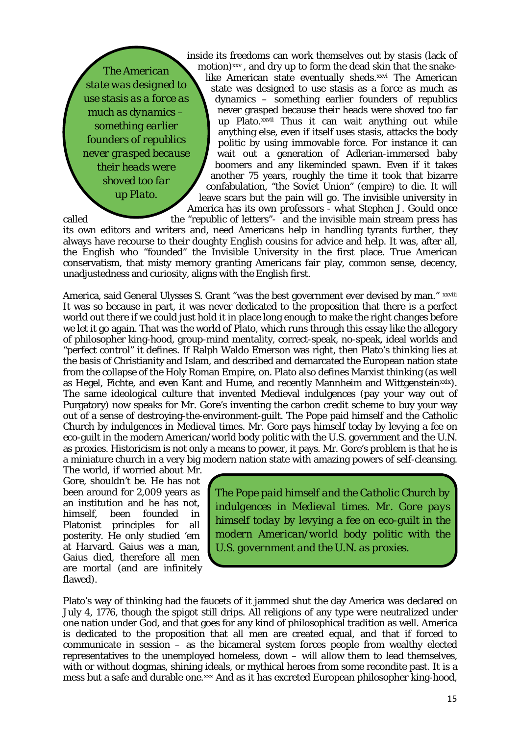inside its freedoms can work themselves out by stasis (lack of motion)[xxv], and dry up to form the dead skin that the snake-like American state eventually sheds.[xxvi] The American state was designed to use stasis as a force as much as dynamics – something earlier founders of republics never grasped because their heads were shoved too far up Plato.[xxvii] Thus it can wait anything out while anything else, even if itself uses stasis, attacks the body politic by using immovable force. For instance it can wait out a generation of Adlerian-immersed baby boomers and any likeminded spawn. Even if it takes another 75 years, roughly the time it took that bizarre confabulation, "the Soviet Union" (empire) to die. It will leave scars but the pain will go. The invisible university in America has its own professors - what Stephen J. Gould once called the "republic of letters"- and the invisible main stream press has its own editors and writers and, need Americans help in handling tyrants further, they always have recourse to their doughty English cousins for advice and help. It was, after all, the English who "founded" the Invisible University in the first place. True American conservatism, that misty memory granting Americans fair play, common sense, decency, unadjustedness and curiosity, aligns with the English first.

> *The American state was designed to use stasis as a force as much as dynamics – something earlier founders of republics never grasped because their heads were shoved too far up Plato.*

America, said General Ulysses S. Grant "was the best government ever devised by man." [xxviii] It was so because in part, it was never dedicated to the proposition that there is a perfect world out there if we could just hold it in place long enough to make the right changes before we let it go again. That was the world of Plato, which runs through this essay like the allegory of philosopher king-hood, group-mind mentality, correct-speak, no-speak, ideal worlds and "perfect control" it defines. If Ralph Waldo Emerson was right, then Plato's thinking lies at the basis of Christianity and Islam, and described and demarcated the European nation state from the collapse of the Holy Roman Empire, on. Plato also defines Marxist thinking (as well as Hegel, Fichte, and even Kant and Hume, and recently Mannheim and Wittgenstein[xxix]). The same ideological culture that invented Medieval indulgences (pay your way out of Purgatory) now speaks for Mr. Gore's inventing the carbon credit scheme to buy your way out of a sense of destroying-the-environment-guilt. The Pope paid himself and the Catholic Church by indulgences in Medieval times. Mr. Gore pays himself today by levying a fee on eco-guilt in the modern American/world body politic with the U.S. government and the U.N. as proxies. Historicism is not only a means to power, it pays. Mr. Gore's problem is that he is a miniature church in a very big modern nation state with amazing powers of self-cleansing. The world, if worried about Mr. Gore, shouldn't be. He has not been around for 2,009 years as an institution and he has not, himself, been founded in Platonist principles for all posterity. He only studied 'em at Harvard. Gaius was a man, Gaius died, therefore all men are mortal (and are infinitely flawed).

> *The Pope paid himself and the Catholic Church by indulgences in Medieval times. Mr. Gore pays himself today by levying a fee on eco-guilt in the modern American/world body politic with the U.S. government and the U.N. as proxies.*

Plato's way of thinking had the faucets of it jammed shut the day America was declared on July 4, 1776, though the spigot still drips. All religions of any type were neutralized under one nation under God, and that goes for any kind of philosophical tradition as well. America is dedicated to the proposition that all men are created equal, and that if forced to communicate in session – as the bicameral system forces people from wealthy elected representatives to the unemployed homeless, down – will allow them to lead themselves, with or without dogmas, shining ideals, or mythical heroes from some recondite past. It is a mess but a safe and durable one.[xxx] And as it has excreted European philosopher king-hood,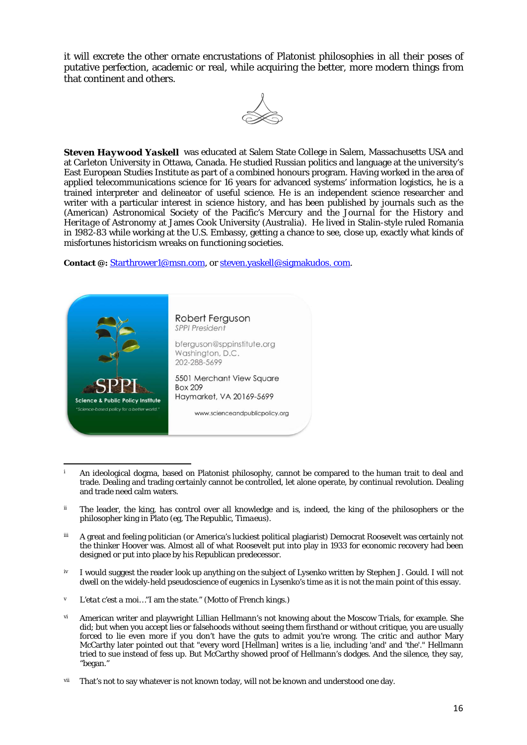it will excrete the other ornate encrustations of Platonist philosophies in all their poses of putative perfection, academic or real, while acquiring the better, more modern things from that continent and others.

**Steven Haywood Yaskell** was educated at Salem State College in Salem, Massachusetts USA and at Carleton University in Ottawa, Canada. He studied Russian politics and language at the university's East European Studies Institute as part of a combined honours program. Having worked in the area of applied telecommunications science for 16 years for advanced systems' information logistics, he is a trained interpreter and delineator of useful science. He is an independent science researcher and writer with a particular interest in science history, and has been published by journals such as the (American) Astronomical Society of the Pacific's Mercury and the *Journal for the History and Heritage of Astronomy* at James Cook University (Australia). He lived in Stalin-style ruled Romania in 1982-83 while working at the U.S. Embassy, getting a chance to see, close up, exactly what kinds of misfortunes historicism wreaks on functioning societies.

**Contact @:** Starthrower1@msn.com, or steven.yaskell@sigmakudos. com.

SPPI
Science & Public Policy Institute
"Science-based policy for a better world."

Robert Ferguson
*SPPI President*

bferguson@sppinstitute.org
Washington, D.C.
202-288-5699

5501 Merchant View Square
Box 209
Haymarket, VA 20169-5699

www.scienceandpublicpolicy.org

---

[i] An ideological dogma, based on Platonist philosophy, cannot be compared to the human trait to deal and trade. Dealing and trading certainly cannot be controlled, let alone operate, by continual revolution. Dealing and trade need calm waters.

[ii] The leader, the king, has control over all knowledge and is, indeed, the king of the philosophers or the philosopher king in Plato (eg, The Republic, *Timaeus*).

[iii] A great and feeling politician (or America's luckiest political plagiarist) Democrat Roosevelt was certainly not the thinker Hoover was. Almost all of what Roosevelt put into play in 1933 for economic recovery had been designed or put into place by his Republican predecessor.

[iv] I would suggest the reader look up anything on the subject of Lysenko written by Stephen J. Gould. I will not dwell on the widely-held pseudoscience of eugenics in Lysenko's time as it is not the main point of this essay.

[v] *L'etat c'est a moi*…"I am the state." (Motto of French kings.)

[vi] American writer and playwright Lillian Hellmann's not knowing about the Moscow Trials, for example. She did; but when you accept lies or falsehoods without seeing them firsthand or without critique, you are usually forced to lie even more if you don't have the guts to admit you're wrong. The critic and author Mary McCarthy later pointed out that "every word [Hellman] writes is a lie, including 'and' and 'the'." Hellmann tried to sue instead of fess up. But McCarthy showed proof of Hellmann's dodges. And the silence, they say, "began."

[vii] That's not to say whatever is not known today, will not be known and understood one day.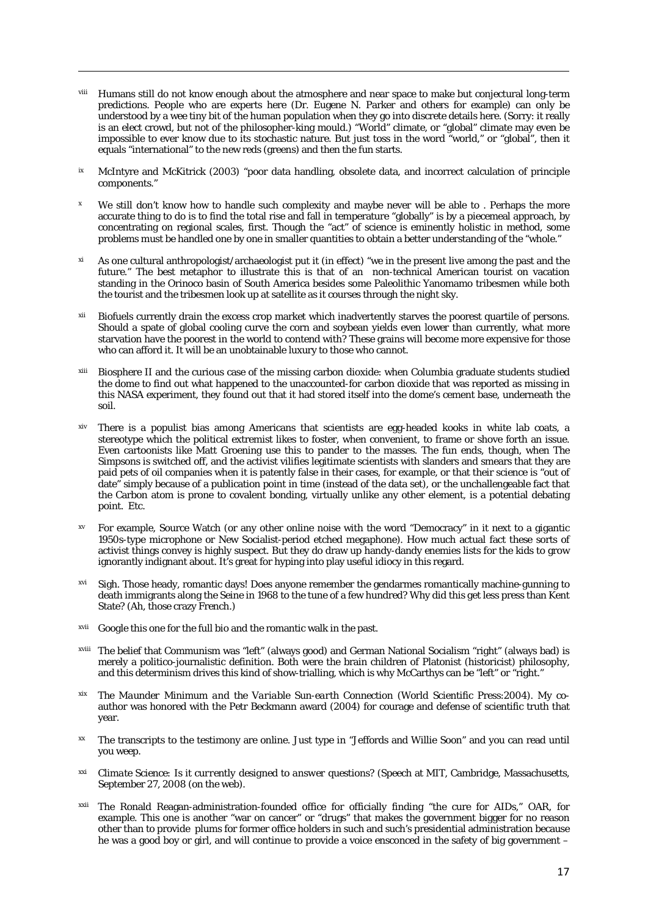[viii] Humans still do not know enough about the atmosphere and near space to make but conjectural long-term predictions. People who are experts here (Dr. Eugene N. Parker and others for example) can only be understood by a wee tiny bit of the human population when they go into discrete details here. (Sorry: it really is an elect crowd, but not of the philosopher-king mould.) "World" climate, or "global" climate may even be impossible to ever know due to its stochastic nature. But just toss in the word "world," or "global", then it equals "international" to the new reds (greens) and then the fun starts.

[ix] McIntyre and McKitrick (2003) "poor data handling, obsolete data, and incorrect calculation of principle components."

[x] We still don't know how to handle such complexity and maybe never will be able to . Perhaps the more accurate thing to do is to find the total rise and fall in temperature "globally" is by a piecemeal approach, by concentrating on regional scales, first. Though the "act" of science is eminently holistic in method, some problems must be handled one by one in smaller quantities to obtain a better understanding of the "whole."

[xi] As one cultural anthropologist/archaeologist put it (in effect) "we in the present live among the past and the future." The best metaphor to illustrate this is that of an non-technical American tourist on vacation standing in the Orinoco basin of South America besides some Paleolithic Yanomamo tribesmen while both the tourist and the tribesmen look up at satellite as it courses through the night sky.

[xii] Biofuels currently drain the excess crop market which inadvertently starves the poorest quartile of persons. Should a spate of global cooling curve the corn and soybean yields even lower than currently, what more starvation have the poorest in the world to contend with? These grains will become more expensive for those who can afford it. It will be an unobtainable luxury to those who cannot.

[xiii] Biosphere II and the curious case of the missing carbon dioxide: when Columbia graduate students studied the dome to find out what happened to the unaccounted-for carbon dioxide that was reported as missing in this NASA experiment, they found out that it had stored itself into the dome's cement base, underneath the soil.

[xiv] There is a populist bias among Americans that scientists are egg-headed kooks in white lab coats, a stereotype which the political extremist likes to foster, when convenient, to frame or shove forth an issue. Even cartoonists like Matt Groening use this to pander to the masses. The fun ends, though, when The Simpsons is switched off, and the activist vilifies legitimate scientists with slanders and smears that they are paid pets of oil companies when it is patently false in their cases, for example, or that their science is "out of date" simply because of a publication point in time (instead of the data set), or the unchallengeable fact that the Carbon atom is prone to covalent bonding, virtually unlike any other element, is a potential debating point. Etc.

[xv] For example, Source Watch (or any other online noise with the word "Democracy" in it next to a gigantic 1950s-type microphone or New Socialist-period etched megaphone). How much actual fact these sorts of activist things convey is highly suspect. But they do draw up handy-dandy enemies lists for the kids to grow ignorantly indignant about. It's great for hyping into play useful idiocy in this regard.

[xvi] Sigh. Those heady, romantic days! Does anyone remember the gendarmes romantically machine-gunning to death immigrants along the Seine in 1968 to the tune of a few hundred? Why did this get less press than Kent State? (Ah, those crazy French.)

[xvii] Google this one for the full bio and the romantic walk in the past.

[xviii] The belief that Communism was "left" (always good) and German National Socialism "right" (always bad) is merely a politico-journalistic definition. Both were the brain children of Platonist (historicist) philosophy, and this determinism drives this kind of show-trialling, which is why McCarthys can be "left" or "right."

[xix] *The Maunder Minimum and the Variable Sun-earth Connection* (World Scientific Press:2004). My co-author was honored with the Petr Beckmann award (2004) for courage and defense of scientific truth that year.

[xx] The transcripts to the testimony are online. Just type in "Jeffords and Willie Soon" and you can read until you weep.

[xxi] *Climate Science: Is it currently designed to answer questions?* (Speech at MIT, Cambridge, Massachusetts, September 27, 2008 (on the web).

[xxii] The Ronald Reagan-administration-founded office for officially finding "the cure for AIDs," OAR, for example. This one is another "war on cancer" or "drugs" that makes the government bigger for no reason other than to provide plums for former office holders in such and such's presidential administration because he was a good boy or girl, and will continue to provide a voice ensconced in the safety of big government –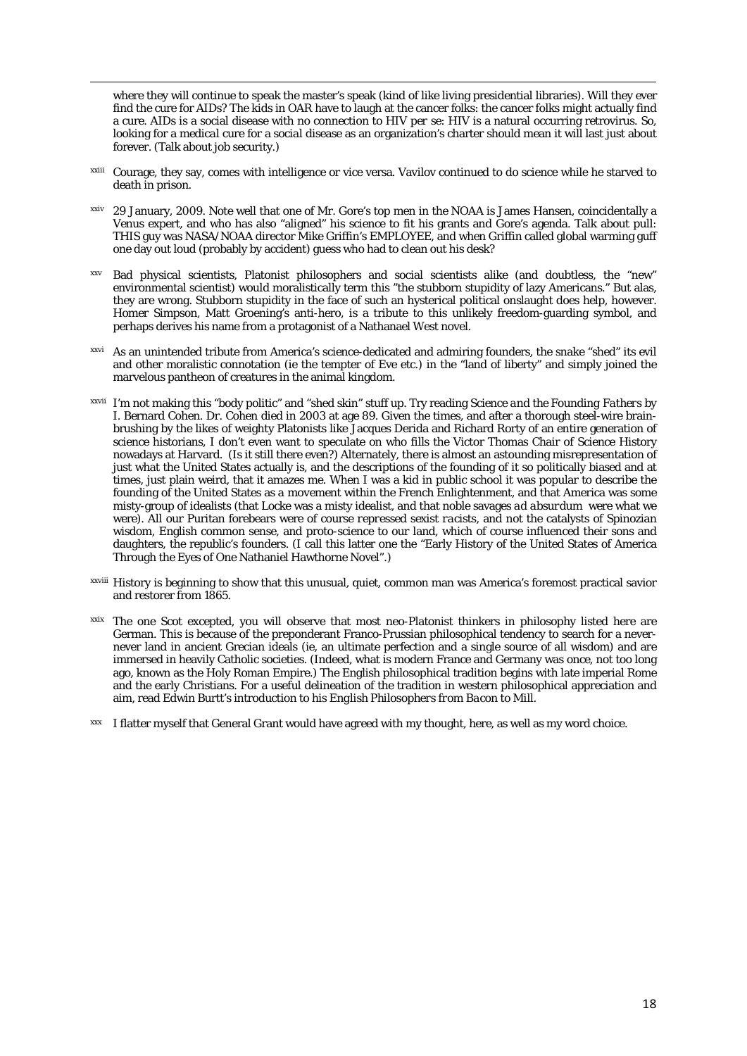where they will continue to speak the master's speak (kind of like living presidential libraries). Will they ever find the cure for AIDs? The kids in OAR have to laugh at the cancer folks: the cancer folks might actually find a cure. AIDs is a social disease with no connection to HIV per se: HIV is a natural occurring retrovirus. So, looking for a medical cure for a social disease as an organization's charter should mean it will last just about forever. (Talk about job security.)

[xxiii] Courage, they say, comes with intelligence or vice versa. Vavilov continued to do science while he starved to death in prison.

[xxiv] 29 January, 2009. Note well that one of Mr. Gore's top men in the NOAA is James Hansen, coincidentally a Venus expert, and who has also "aligned" his science to fit his grants and Gore's agenda. Talk about pull: THIS guy was NASA/NOAA director Mike Griffin's EMPLOYEE, and when Griffin called global warming guff one day out loud (probably by accident) guess who had to clean out his desk?

[xxv] Bad physical scientists, Platonist philosophers and social scientists alike (and doubtless, the "new" environmental scientist) would moralistically term this "the stubborn stupidity of lazy Americans." But alas, they are wrong. Stubborn stupidity in the face of such an hysterical political onslaught does help, however. Homer Simpson, Matt Groening's anti-hero, is a tribute to this unlikely freedom-guarding symbol, and perhaps derives his name from a protagonist of a Nathanael West novel.

[xxvi] As an unintended tribute from America's science-dedicated and admiring founders, the snake "shed" its evil and other moralistic connotation (ie the tempter of Eve etc.) in the "land of liberty" and simply joined the marvelous pantheon of creatures in the animal kingdom.

[xxvii] I'm not making this "body politic" and "shed skin" stuff up. Try reading *Science and the Founding Fathers* by I. Bernard Cohen. Dr. Cohen died in 2003 at age 89. Given the times, and after a thorough steel-wire brain-brushing by the likes of weighty Platonists like Jacques Derida and Richard Rorty of an entire generation of science historians, I don't even want to speculate on who fills the Victor Thomas Chair of Science History nowadays at Harvard. (Is it still there even?) Alternately, there is almost an astounding misrepresentation of just what the United States actually is, and the descriptions of the founding of it so politically biased and at times, just plain weird, that it amazes me. When I was a kid in public school it was popular to describe the founding of the United States as a movement within the French Enlightenment, and that America was some misty-group of idealists (that Locke was a misty idealist, and that noble savages *ad absurdum* were what we were). All our Puritan forebears were of course *repressed sexist racists*, and not the catalysts of Spinozian wisdom, English common sense, and proto-science to our land, which of course influenced their sons and daughters, the republic's founders. (I call this latter one the "Early History of the United States of America Through the Eyes of One Nathaniel Hawthorne Novel".)

[xxviii] History is beginning to show that this unusual, quiet, common man was America's foremost practical savior and restorer from 1865.

[xxix] The one Scot excepted, you will observe that most neo-Platonist thinkers in philosophy listed here are German. This is because of the preponderant Franco-Prussian philosophical tendency to search for a never-never land in ancient Grecian ideals (ie, an ultimate perfection and a single source of all wisdom) and are immersed in heavily Catholic societies. (Indeed, what is modern France and Germany was once, not too long ago, known as the Holy Roman Empire.) The English philosophical tradition begins with late imperial Rome and the early Christians. For a useful delineation of the tradition in western philosophical appreciation and aim, read Edwin Burtt's introduction to his *English Philosophers from Bacon to Mill*.

[xxx] I flatter myself that General Grant would have agreed with my thought, here, as well as my word choice.